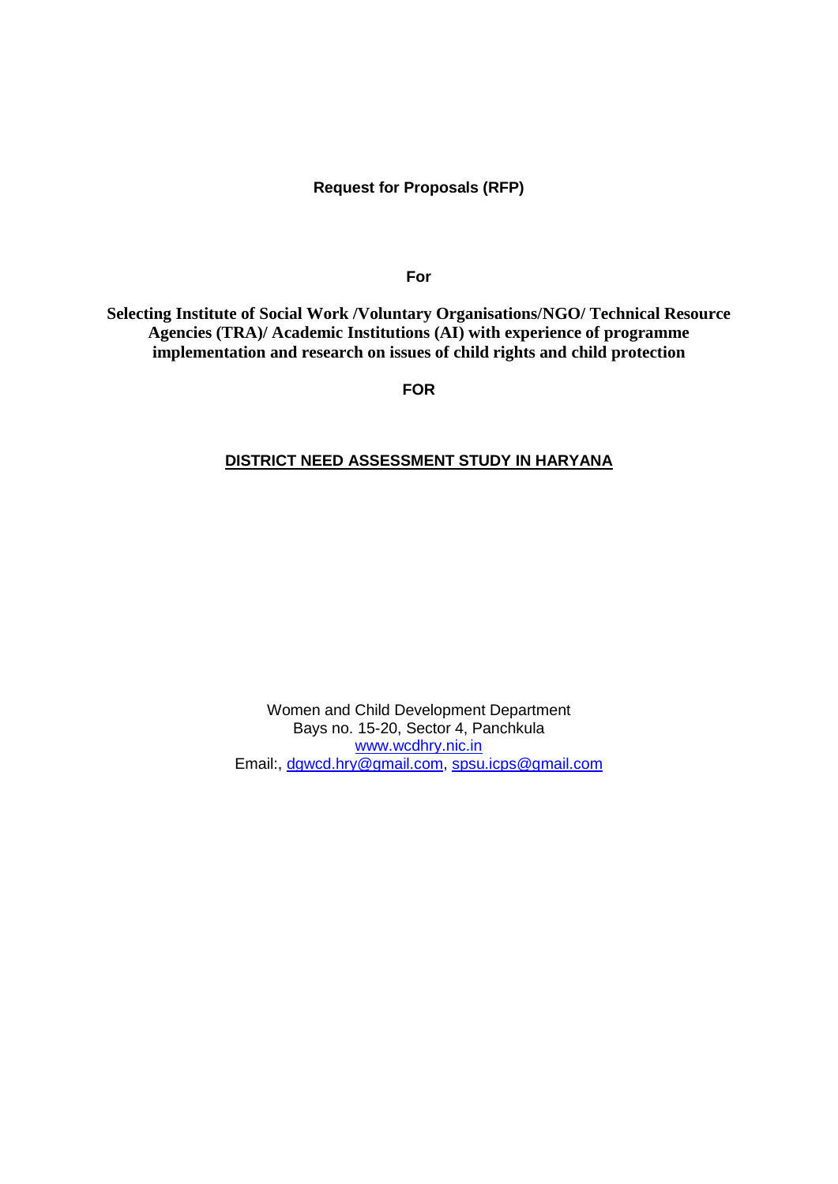**Request for Proposals (RFP)**

**For**

**Selecting Institute of Social Work /Voluntary Organisations/NGO/ Technical Resource Agencies (TRA)/ Academic Institutions (AI) with experience of programme implementation and research on issues of child rights and child protection**

**FOR**

**DISTRICT NEED ASSESSMENT STUDY IN HARYANA**

Women and Child Development Department
Bays no. 15-20, Sector 4, Panchkula
www.wcdhry.nic.in
Email:, dgwcd.hry@gmail.com, spsu.icps@gmail.com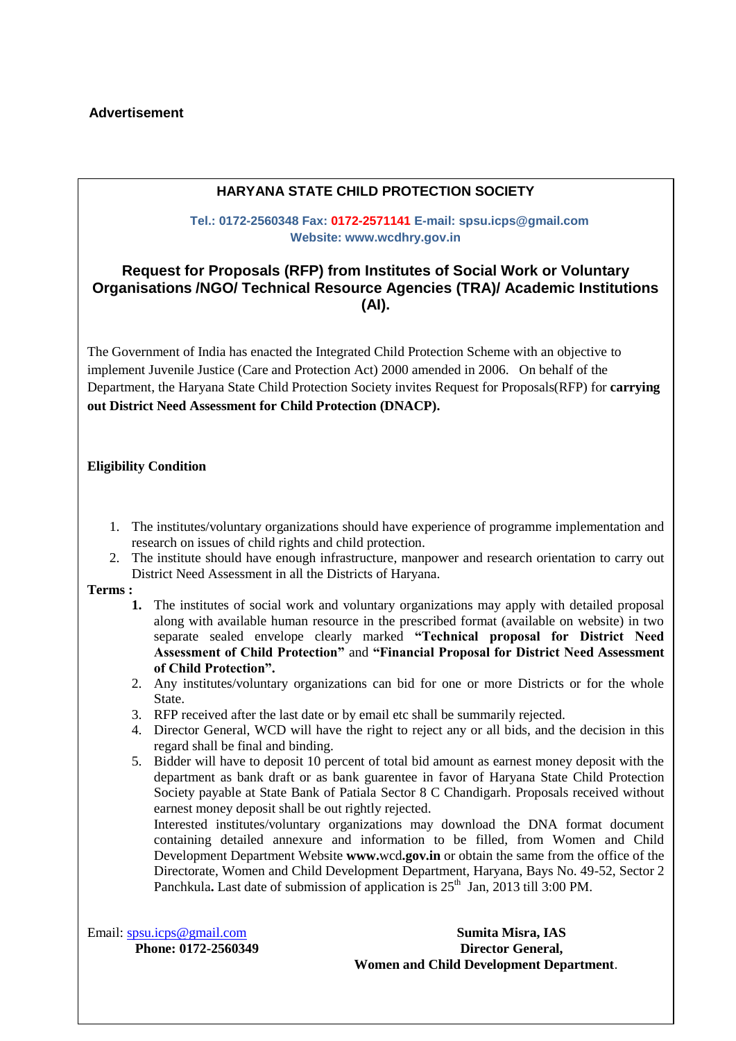**Advertisement**

## HARYANA STATE CHILD PROTECTION SOCIETY

**Tel.: 0172-2560348 Fax: 0172-2571141 E-mail: spsu.icps@gmail.com**
**Website: www.wcdhry.gov.in**

## Request for Proposals (RFP) from Institutes of Social Work or Voluntary Organisations /NGO/ Technical Resource Agencies (TRA)/ Academic Institutions (AI).

The Government of India has enacted the Integrated Child Protection Scheme with an objective to implement Juvenile Justice (Care and Protection Act) 2000 amended in 2006. On behalf of the Department, the Haryana State Child Protection Society invites Request for Proposals(RFP) for **carrying out District Need Assessment for Child Protection (DNACP).**

**Eligibility Condition**

1. The institutes/voluntary organizations should have experience of programme implementation and research on issues of child rights and child protection.
2. The institute should have enough infrastructure, manpower and research orientation to carry out District Need Assessment in all the Districts of Haryana.

**Terms :**

1. The institutes of social work and voluntary organizations may apply with detailed proposal along with available human resource in the prescribed format (available on website) in two separate sealed envelope clearly marked **"Technical proposal for District Need Assessment of Child Protection"** and **"Financial Proposal for District Need Assessment of Child Protection".**
2. Any institutes/voluntary organizations can bid for one or more Districts or for the whole State.
3. RFP received after the last date or by email etc shall be summarily rejected.
4. Director General, WCD will have the right to reject any or all bids, and the decision in this regard shall be final and binding.
5. Bidder will have to deposit 10 percent of total bid amount as earnest money deposit with the department as bank draft or as bank guarentee in favor of Haryana State Child Protection Society payable at State Bank of Patiala Sector 8 C Chandigarh. Proposals received without earnest money deposit shall be out rightly rejected.

   Interested institutes/voluntary organizations may download the DNA format document containing detailed annexure and information to be filled, from Women and Child Development Department Website **www.**wcd**.gov.in** or obtain the same from the office of the Directorate, Women and Child Development Department, Haryana, Bays No. 49-52, Sector 2 Panchkula**.** Last date of submission of application is 25th Jan, 2013 till 3:00 PM.

Email: spsu.icps@gmail.com
**Phone: 0172-2560349**

**Sumita Misra, IAS**
**Director General,**
**Women and Child Development Department**.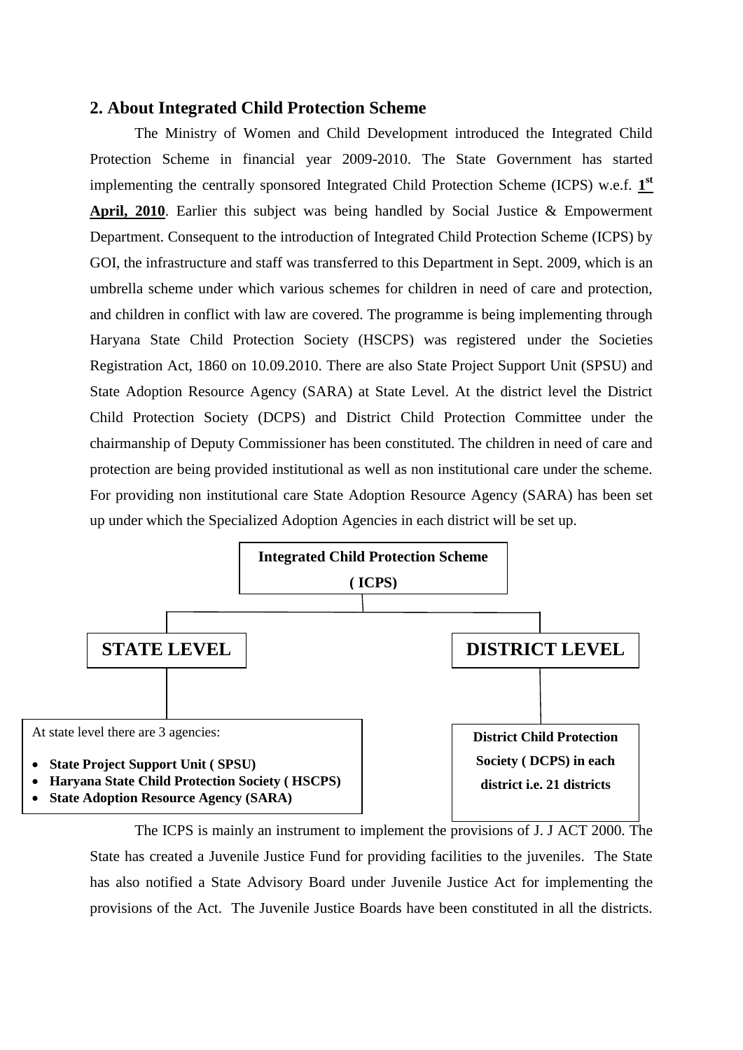## 2. About Integrated Child Protection Scheme

The Ministry of Women and Child Development introduced the Integrated Child Protection Scheme in financial year 2009-2010. The State Government has started implementing the centrally sponsored Integrated Child Protection Scheme (ICPS) w.e.f. **1st April, 2010**. Earlier this subject was being handled by Social Justice & Empowerment Department. Consequent to the introduction of Integrated Child Protection Scheme (ICPS) by GOI, the infrastructure and staff was transferred to this Department in Sept. 2009, which is an umbrella scheme under which various schemes for children in need of care and protection, and children in conflict with law are covered. The programme is being implementing through Haryana State Child Protection Society (HSCPS) was registered under the Societies Registration Act, 1860 on 10.09.2010. There are also State Project Support Unit (SPSU) and State Adoption Resource Agency (SARA) at State Level. At the district level the District Child Protection Society (DCPS) and District Child Protection Committee under the chairmanship of Deputy Commissioner has been constituted. The children in need of care and protection are being provided institutional as well as non institutional care under the scheme. For providing non institutional care State Adoption Resource Agency (SARA) has been set up under which the Specialized Adoption Agencies in each district will be set up.

**Integrated Child Protection Scheme ( ICPS)**

**STATE LEVEL**

At state level there are 3 agencies:

- **State Project Support Unit ( SPSU)**
- **Haryana State Child Protection Society ( HSCPS)**
- **State Adoption Resource Agency (SARA)**

**DISTRICT LEVEL**

**District Child Protection Society ( DCPS) in each district i.e. 21 districts**

The ICPS is mainly an instrument to implement the provisions of J. J ACT 2000. The State has created a Juvenile Justice Fund for providing facilities to the juveniles. The State has also notified a State Advisory Board under Juvenile Justice Act for implementing the provisions of the Act. The Juvenile Justice Boards have been constituted in all the districts.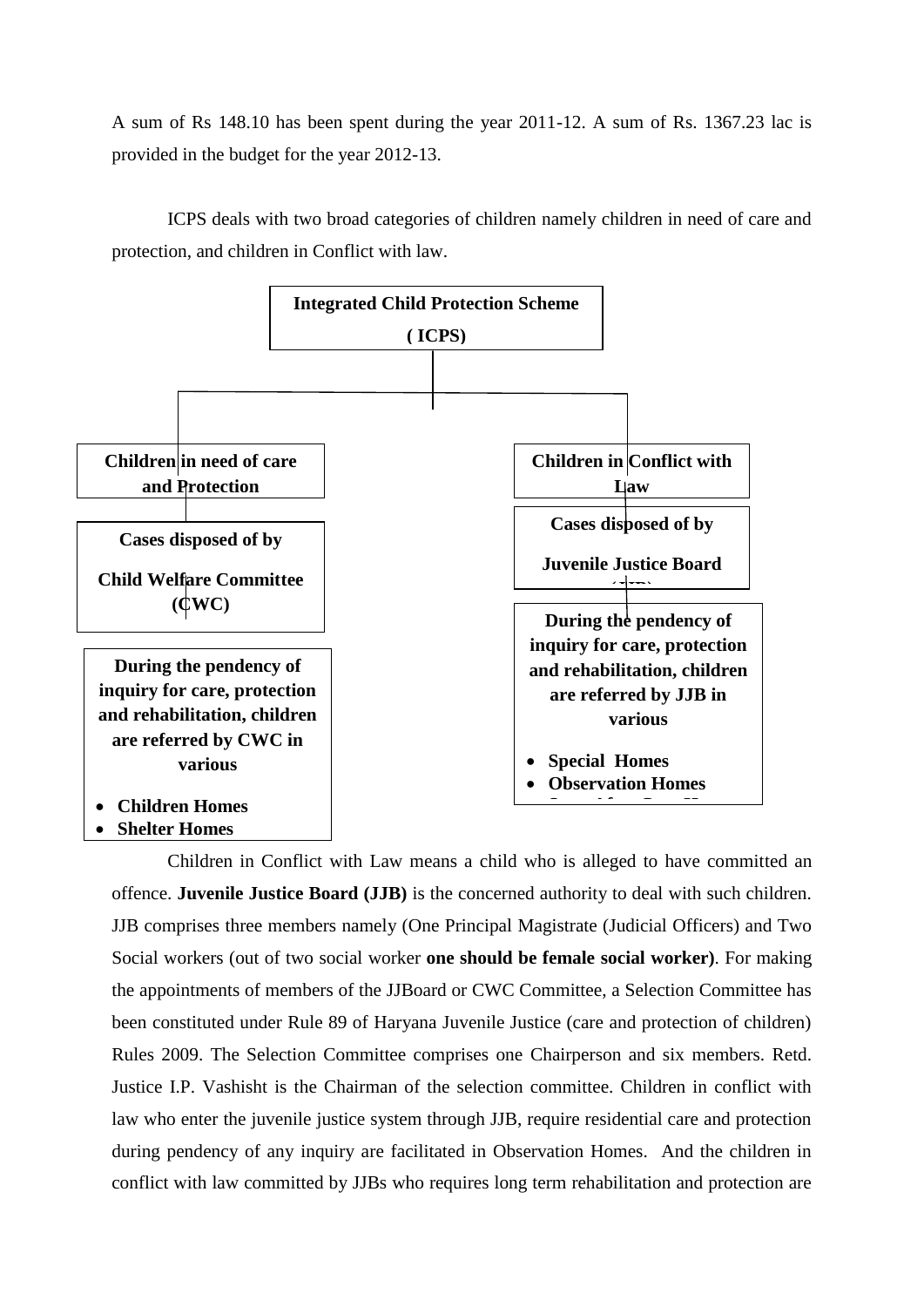A sum of Rs 148.10 has been spent during the year 2011-12. A sum of Rs. 1367.23 lac is provided in the budget for the year 2012-13.

ICPS deals with two broad categories of children namely children in need of care and protection, and children in Conflict with law.

**Integrated Child Protection Scheme ( ICPS)**

**Children in need of care and Protection**

**Cases disposed of by Child Welfare Committee (CWC)**

**During the pendency of inquiry for care, protection and rehabilitation, children are referred by CWC in various**

- **Children Homes**
- **Shelter Homes**

**Children in Conflict with Law**

**Cases disposed of by Juvenile Justice Board (JJB)**

**During the pendency of inquiry for care, protection and rehabilitation, children are referred by JJB in various**

- **Special Homes**
- **Observation Homes**

Children in Conflict with Law means a child who is alleged to have committed an offence. **Juvenile Justice Board (JJB)** is the concerned authority to deal with such children. JJB comprises three members namely (One Principal Magistrate (Judicial Officers) and Two Social workers (out of two social worker **one should be female social worker)**. For making the appointments of members of the JJBoard or CWC Committee, a Selection Committee has been constituted under Rule 89 of Haryana Juvenile Justice (care and protection of children) Rules 2009. The Selection Committee comprises one Chairperson and six members. Retd. Justice I.P. Vashisht is the Chairman of the selection committee. Children in conflict with law who enter the juvenile justice system through JJB, require residential care and protection during pendency of any inquiry are facilitated in Observation Homes. And the children in conflict with law committed by JJBs who requires long term rehabilitation and protection are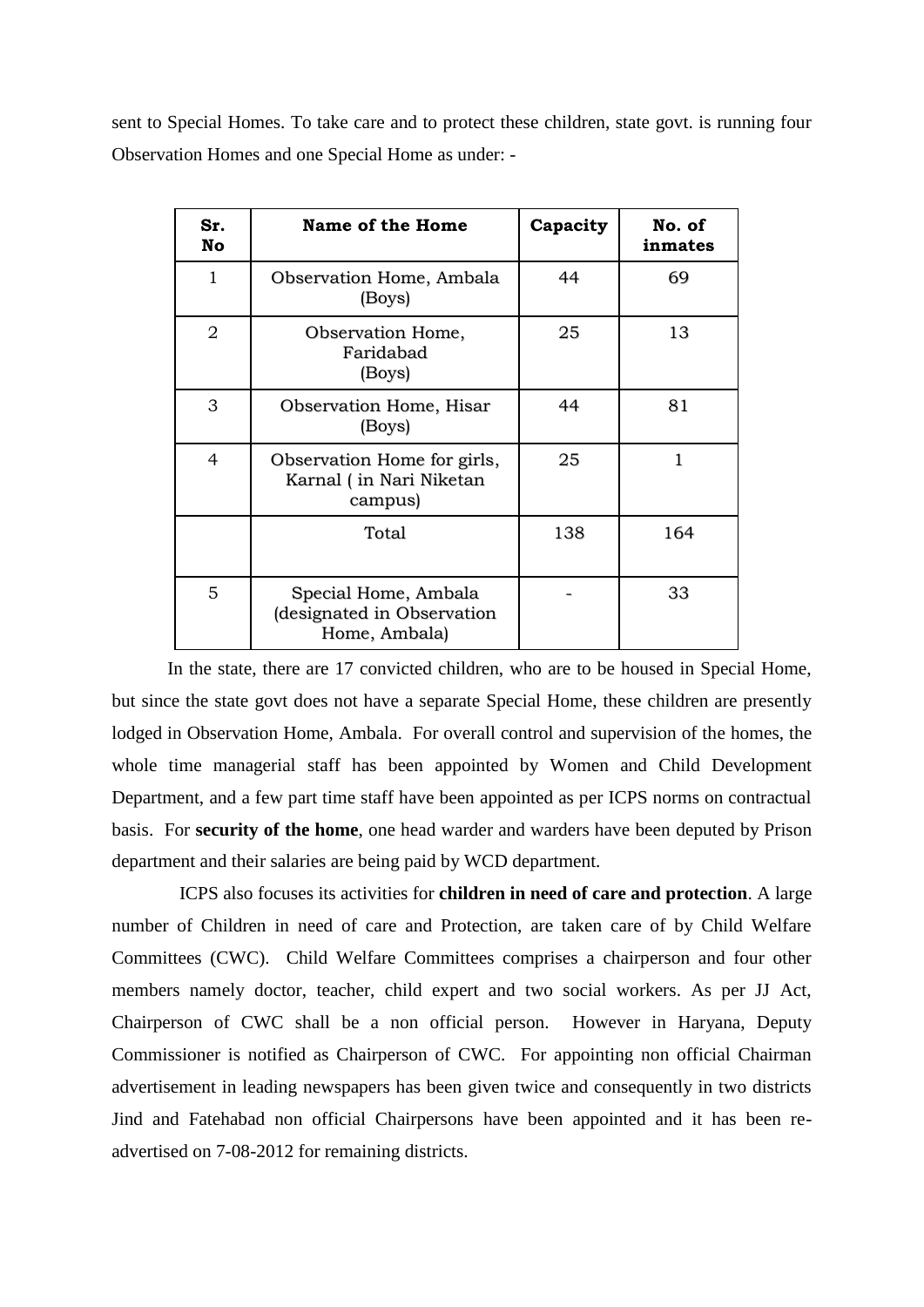sent to Special Homes. To take care and to protect these children, state govt. is running four Observation Homes and one Special Home as under: -

| Sr. No | Name of the Home | Capacity | No. of inmates |
|---|---|---|---|
| 1 | Observation Home, Ambala (Boys) | 44 | 69 |
| 2 | Observation Home, Faridabad (Boys) | 25 | 13 |
| 3 | Observation Home, Hisar (Boys) | 44 | 81 |
| 4 | Observation Home for girls, Karnal ( in Nari Niketan campus) | 25 | 1 |
| | Total | 138 | 164 |
| 5 | Special Home, Ambala (designated in Observation Home, Ambala) | - | 33 |

In the state, there are 17 convicted children, who are to be housed in Special Home, but since the state govt does not have a separate Special Home, these children are presently lodged in Observation Home, Ambala. For overall control and supervision of the homes, the whole time managerial staff has been appointed by Women and Child Development Department, and a few part time staff have been appointed as per ICPS norms on contractual basis. For **security of the home**, one head warder and warders have been deputed by Prison department and their salaries are being paid by WCD department.

ICPS also focuses its activities for **children in need of care and protection**. A large number of Children in need of care and Protection, are taken care of by Child Welfare Committees (CWC). Child Welfare Committees comprises a chairperson and four other members namely doctor, teacher, child expert and two social workers. As per JJ Act, Chairperson of CWC shall be a non official person. However in Haryana, Deputy Commissioner is notified as Chairperson of CWC. For appointing non official Chairman advertisement in leading newspapers has been given twice and consequently in two districts Jind and Fatehabad non official Chairpersons have been appointed and it has been re-advertised on 7-08-2012 for remaining districts.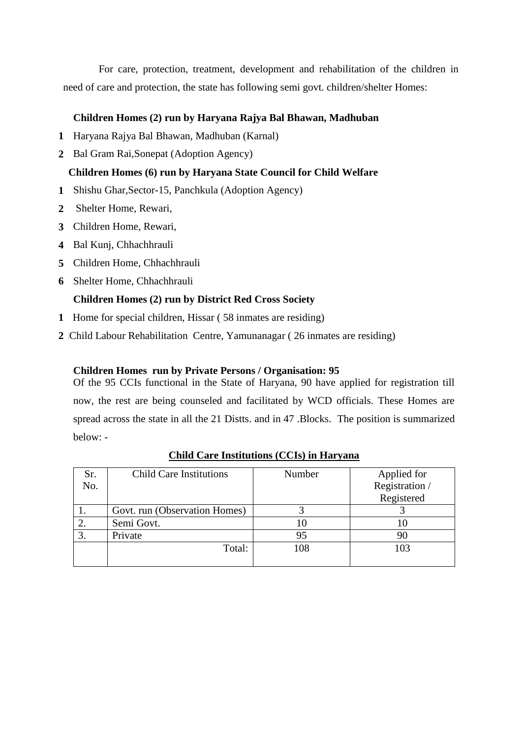For care, protection, treatment, development and rehabilitation of the children in need of care and protection, the state has following semi govt. children/shelter Homes:

**Children Homes (2) run by Haryana Rajya Bal Bhawan, Madhuban**

1. Haryana Rajya Bal Bhawan, Madhuban (Karnal)
2. Bal Gram Rai,Sonepat (Adoption Agency)

**Children Homes (6) run by Haryana State Council for Child Welfare**

1. Shishu Ghar,Sector-15, Panchkula (Adoption Agency)
2. Shelter Home, Rewari,
3. Children Home, Rewari,
4. Bal Kunj, Chhachhrauli
5. Children Home, Chhachhrauli
6. Shelter Home, Chhachhrauli

**Children Homes (2) run by District Red Cross Society**

1. Home for special children, Hissar ( 58 inmates are residing)
2. Child Labour Rehabilitation Centre, Yamunanagar ( 26 inmates are residing)

**Children Homes run by Private Persons / Organisation: 95**

Of the 95 CCIs functional in the State of Haryana, 90 have applied for registration till now, the rest are being counseled and facilitated by WCD officials. These Homes are spread across the state in all the 21 Distts. and in 47 .Blocks. The position is summarized below: -

**Child Care Institutions (CCIs) in Haryana**

| Sr. No. | Child Care Institutions | Number | Applied for Registration / Registered |
|---|---|---|---|
| 1. | Govt. run (Observation Homes) | 3 | 3 |
| 2. | Semi Govt. | 10 | 10 |
| 3. | Private | 95 | 90 |
| | Total: | 108 | 103 |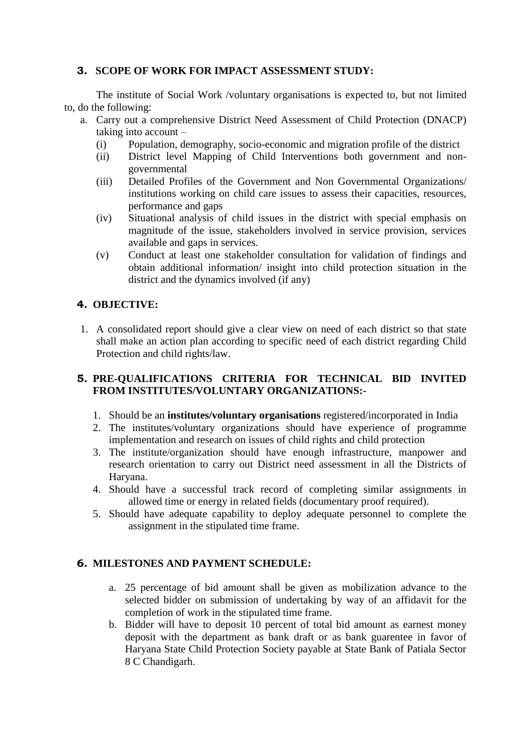## 3. SCOPE OF WORK FOR IMPACT ASSESSMENT STUDY:

The institute of Social Work /voluntary organisations is expected to, but not limited to, do the following:

a. Carry out a comprehensive District Need Assessment of Child Protection (DNACP) taking into account –
   - (i) Population, demography, socio-economic and migration profile of the district
   - (ii) District level Mapping of Child Interventions both government and non-governmental
   - (iii) Detailed Profiles of the Government and Non Governmental Organizations/ institutions working on child care issues to assess their capacities, resources, performance and gaps
   - (iv) Situational analysis of child issues in the district with special emphasis on magnitude of the issue, stakeholders involved in service provision, services available and gaps in services.
   - (v) Conduct at least one stakeholder consultation for validation of findings and obtain additional information/ insight into child protection situation in the district and the dynamics involved (if any)

## 4. OBJECTIVE:

1. A consolidated report should give a clear view on need of each district so that state shall make an action plan according to specific need of each district regarding Child Protection and child rights/law.

## 5. PRE-QUALIFICATIONS CRITERIA FOR TECHNICAL BID INVITED FROM INSTITUTES/VOLUNTARY ORGANIZATIONS:-

1. Should be an **institutes/voluntary organisations** registered/incorporated in India
2. The institutes/voluntary organizations should have experience of programme implementation and research on issues of child rights and child protection
3. The institute/organization should have enough infrastructure, manpower and research orientation to carry out District need assessment in all the Districts of Haryana.
4. Should have a successful track record of completing similar assignments in allowed time or energy in related fields (documentary proof required).
5. Should have adequate capability to deploy adequate personnel to complete the assignment in the stipulated time frame.

## 6. MILESTONES AND PAYMENT SCHEDULE:

a. 25 percentage of bid amount shall be given as mobilization advance to the selected bidder on submission of undertaking by way of an affidavit for the completion of work in the stipulated time frame.
b. Bidder will have to deposit 10 percent of total bid amount as earnest money deposit with the department as bank draft or as bank guarentee in favor of Haryana State Child Protection Society payable at State Bank of Patiala Sector 8 C Chandigarh.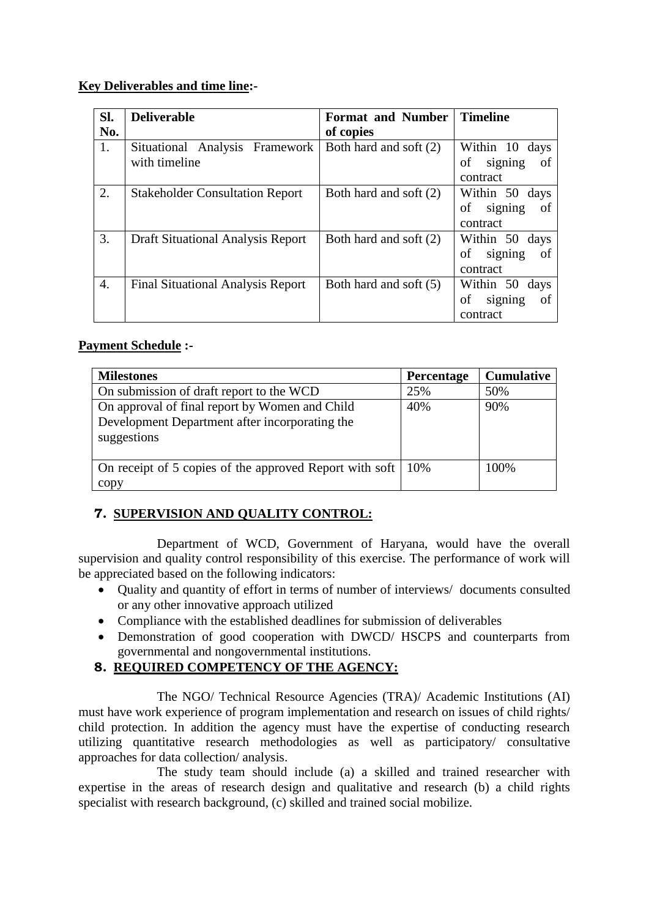**Key Deliverables and time line:-**

| Sl. No. | Deliverable | Format and Number of copies | Timeline |
|---|---|---|---|
| 1. | Situational Analysis Framework with timeline | Both hard and soft (2) | Within 10 days of signing of contract |
| 2. | Stakeholder Consultation Report | Both hard and soft (2) | Within 50 days of signing of contract |
| 3. | Draft Situational Analysis Report | Both hard and soft (2) | Within 50 days of signing of contract |
| 4. | Final Situational Analysis Report | Both hard and soft (5) | Within 50 days of signing of contract |

**Payment Schedule :-**

| Milestones | Percentage | Cumulative |
|---|---|---|
| On submission of draft report to the WCD | 25% | 50% |
| On approval of final report by Women and Child Development Department after incorporating the suggestions | 40% | 90% |
| On receipt of 5 copies of the approved Report with soft copy | 10% | 100% |

## 7. SUPERVISION AND QUALITY CONTROL:

Department of WCD, Government of Haryana, would have the overall supervision and quality control responsibility of this exercise. The performance of work will be appreciated based on the following indicators:

- Quality and quantity of effort in terms of number of interviews/ documents consulted or any other innovative approach utilized
- Compliance with the established deadlines for submission of deliverables
- Demonstration of good cooperation with DWCD/ HSCPS and counterparts from governmental and nongovernmental institutions.

## 8. REQUIRED COMPETENCY OF THE AGENCY:

The NGO/ Technical Resource Agencies (TRA)/ Academic Institutions (AI) must have work experience of program implementation and research on issues of child rights/ child protection. In addition the agency must have the expertise of conducting research utilizing quantitative research methodologies as well as participatory/ consultative approaches for data collection/ analysis.

The study team should include (a) a skilled and trained researcher with expertise in the areas of research design and qualitative and research (b) a child rights specialist with research background, (c) skilled and trained social mobilize.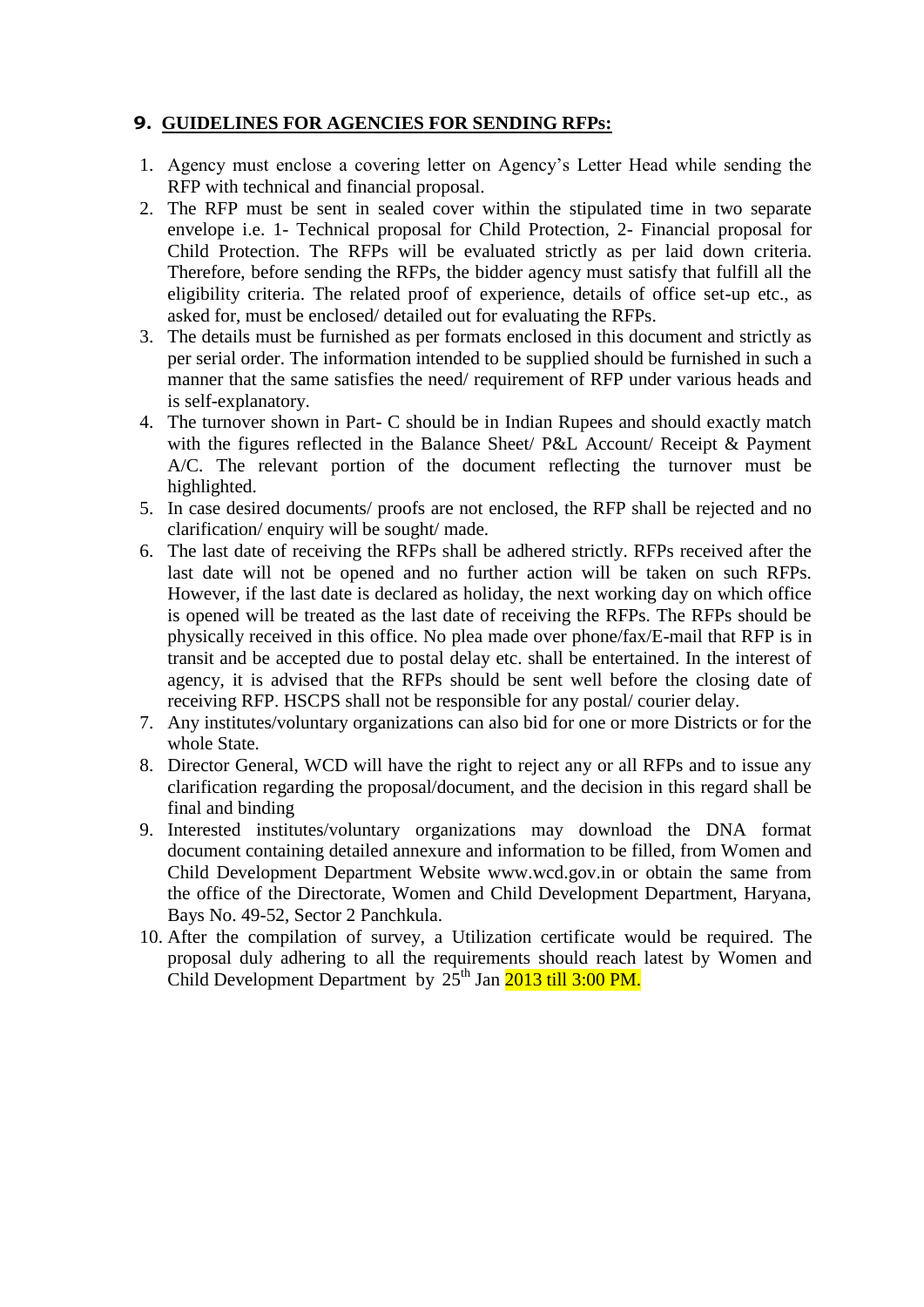## 9. GUIDELINES FOR AGENCIES FOR SENDING RFPs:

1. Agency must enclose a covering letter on Agency's Letter Head while sending the RFP with technical and financial proposal.
2. The RFP must be sent in sealed cover within the stipulated time in two separate envelope i.e. 1- Technical proposal for Child Protection, 2- Financial proposal for Child Protection. The RFPs will be evaluated strictly as per laid down criteria. Therefore, before sending the RFPs, the bidder agency must satisfy that fulfill all the eligibility criteria. The related proof of experience, details of office set-up etc., as asked for, must be enclosed/ detailed out for evaluating the RFPs.
3. The details must be furnished as per formats enclosed in this document and strictly as per serial order. The information intended to be supplied should be furnished in such a manner that the same satisfies the need/ requirement of RFP under various heads and is self-explanatory.
4. The turnover shown in Part- C should be in Indian Rupees and should exactly match with the figures reflected in the Balance Sheet/ P&L Account/ Receipt & Payment A/C. The relevant portion of the document reflecting the turnover must be highlighted.
5. In case desired documents/ proofs are not enclosed, the RFP shall be rejected and no clarification/ enquiry will be sought/ made.
6. The last date of receiving the RFPs shall be adhered strictly. RFPs received after the last date will not be opened and no further action will be taken on such RFPs. However, if the last date is declared as holiday, the next working day on which office is opened will be treated as the last date of receiving the RFPs. The RFPs should be physically received in this office. No plea made over phone/fax/E-mail that RFP is in transit and be accepted due to postal delay etc. shall be entertained. In the interest of agency, it is advised that the RFPs should be sent well before the closing date of receiving RFP. HSCPS shall not be responsible for any postal/ courier delay.
7. Any institutes/voluntary organizations can also bid for one or more Districts or for the whole State.
8. Director General, WCD will have the right to reject any or all RFPs and to issue any clarification regarding the proposal/document, and the decision in this regard shall be final and binding
9. Interested institutes/voluntary organizations may download the DNA format document containing detailed annexure and information to be filled, from Women and Child Development Department Website www.wcd.gov.in or obtain the same from the office of the Directorate, Women and Child Development Department, Haryana, Bays No. 49-52, Sector 2 Panchkula.
10. After the compilation of survey, a Utilization certificate would be required. The proposal duly adhering to all the requirements should reach latest by Women and Child Development Department by 25th Jan 2013 till 3:00 PM.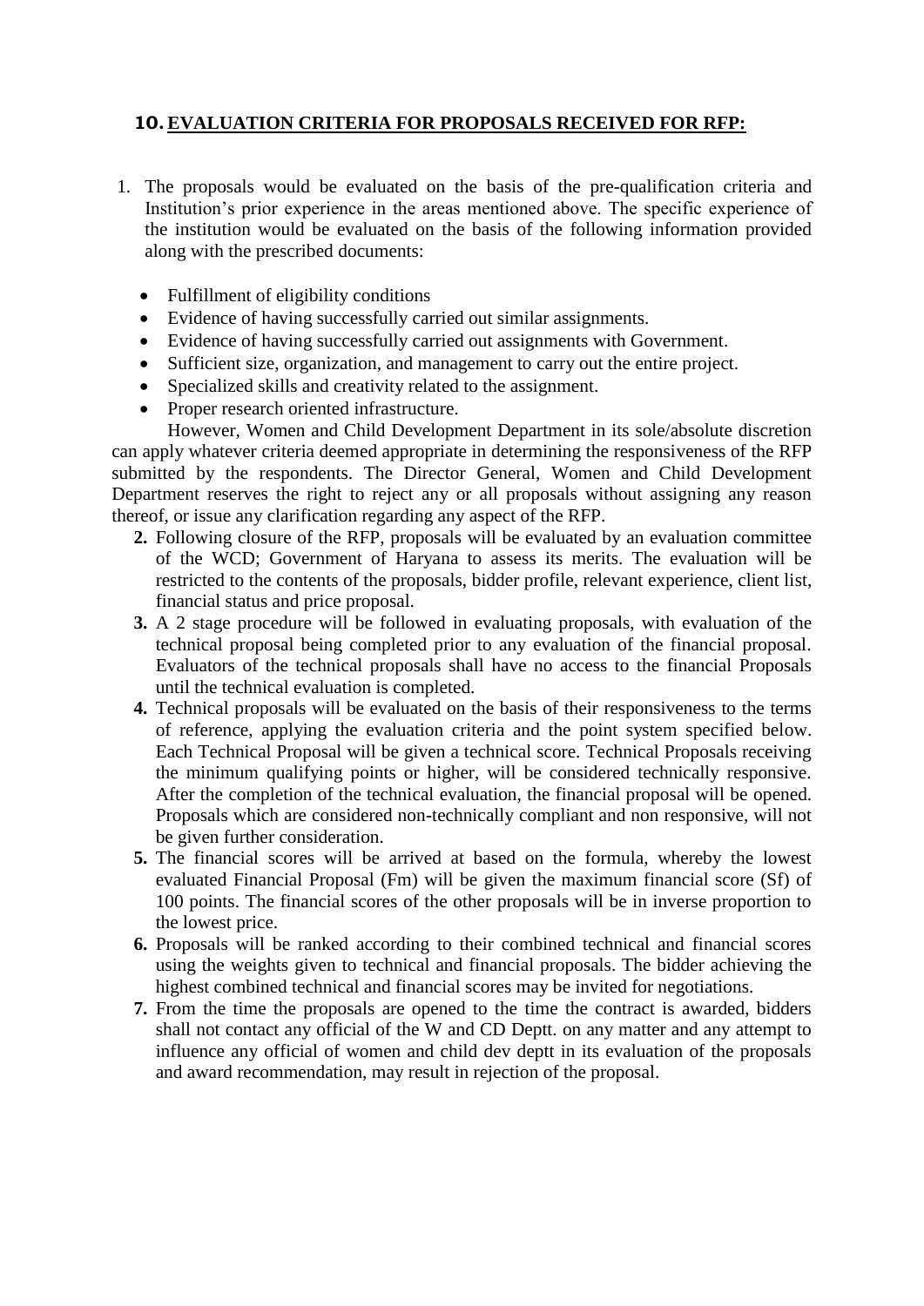## 10. EVALUATION CRITERIA FOR PROPOSALS RECEIVED FOR RFP:

1. The proposals would be evaluated on the basis of the pre-qualification criteria and Institution's prior experience in the areas mentioned above. The specific experience of the institution would be evaluated on the basis of the following information provided along with the prescribed documents:

   - Fulfillment of eligibility conditions
   - Evidence of having successfully carried out similar assignments.
   - Evidence of having successfully carried out assignments with Government.
   - Sufficient size, organization, and management to carry out the entire project.
   - Specialized skills and creativity related to the assignment.
   - Proper research oriented infrastructure.

   However, Women and Child Development Department in its sole/absolute discretion can apply whatever criteria deemed appropriate in determining the responsiveness of the RFP submitted by the respondents. The Director General, Women and Child Development Department reserves the right to reject any or all proposals without assigning any reason thereof, or issue any clarification regarding any aspect of the RFP.

2. Following closure of the RFP, proposals will be evaluated by an evaluation committee of the WCD; Government of Haryana to assess its merits. The evaluation will be restricted to the contents of the proposals, bidder profile, relevant experience, client list, financial status and price proposal.
3. A 2 stage procedure will be followed in evaluating proposals, with evaluation of the technical proposal being completed prior to any evaluation of the financial proposal. Evaluators of the technical proposals shall have no access to the financial Proposals until the technical evaluation is completed.
4. Technical proposals will be evaluated on the basis of their responsiveness to the terms of reference, applying the evaluation criteria and the point system specified below. Each Technical Proposal will be given a technical score. Technical Proposals receiving the minimum qualifying points or higher, will be considered technically responsive. After the completion of the technical evaluation, the financial proposal will be opened. Proposals which are considered non-technically compliant and non responsive, will not be given further consideration.
5. The financial scores will be arrived at based on the formula, whereby the lowest evaluated Financial Proposal (Fm) will be given the maximum financial score (Sf) of 100 points. The financial scores of the other proposals will be in inverse proportion to the lowest price.
6. Proposals will be ranked according to their combined technical and financial scores using the weights given to technical and financial proposals. The bidder achieving the highest combined technical and financial scores may be invited for negotiations.
7. From the time the proposals are opened to the time the contract is awarded, bidders shall not contact any official of the W and CD Deptt. on any matter and any attempt to influence any official of women and child dev deptt in its evaluation of the proposals and award recommendation, may result in rejection of the proposal.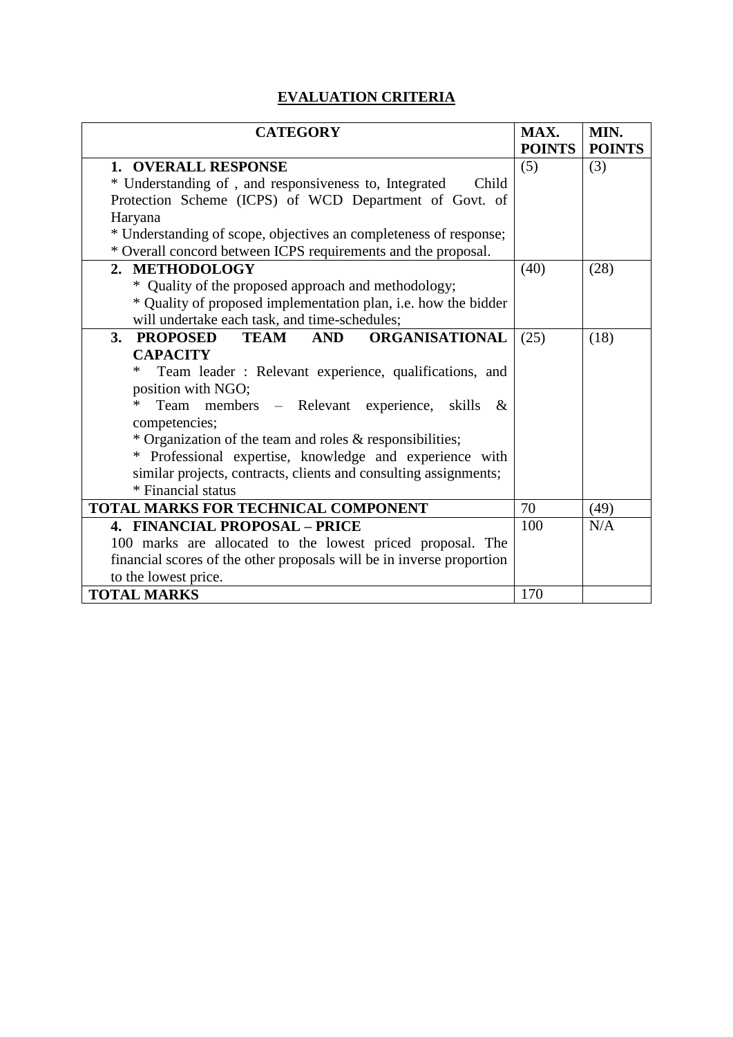## EVALUATION CRITERIA

| CATEGORY | MAX. POINTS | MIN. POINTS |
|---|---|---|
| **1. OVERALL RESPONSE**<br>* Understanding of , and responsiveness to, Integrated Child Protection Scheme (ICPS) of WCD Department of Govt. of Haryana<br>* Understanding of scope, objectives an completeness of response;<br>* Overall concord between ICPS requirements and the proposal. | (5) | (3) |
| **2. METHODOLOGY**<br>* Quality of the proposed approach and methodology;<br>* Quality of proposed implementation plan, i.e. how the bidder will undertake each task, and time-schedules; | (40) | (28) |
| **3. PROPOSED TEAM AND ORGANISATIONAL CAPACITY**<br>* Team leader : Relevant experience, qualifications, and position with NGO;<br>* Team members – Relevant experience, skills & competencies;<br>* Organization of the team and roles & responsibilities;<br>* Professional expertise, knowledge and experience with similar projects, contracts, clients and consulting assignments;<br>* Financial status | (25) | (18) |
| **TOTAL MARKS FOR TECHNICAL COMPONENT** | 70 | (49) |
| **4. FINANCIAL PROPOSAL – PRICE**<br>100 marks are allocated to the lowest priced proposal. The financial scores of the other proposals will be in inverse proportion to the lowest price. | 100 | N/A |
| **TOTAL MARKS** | 170 | |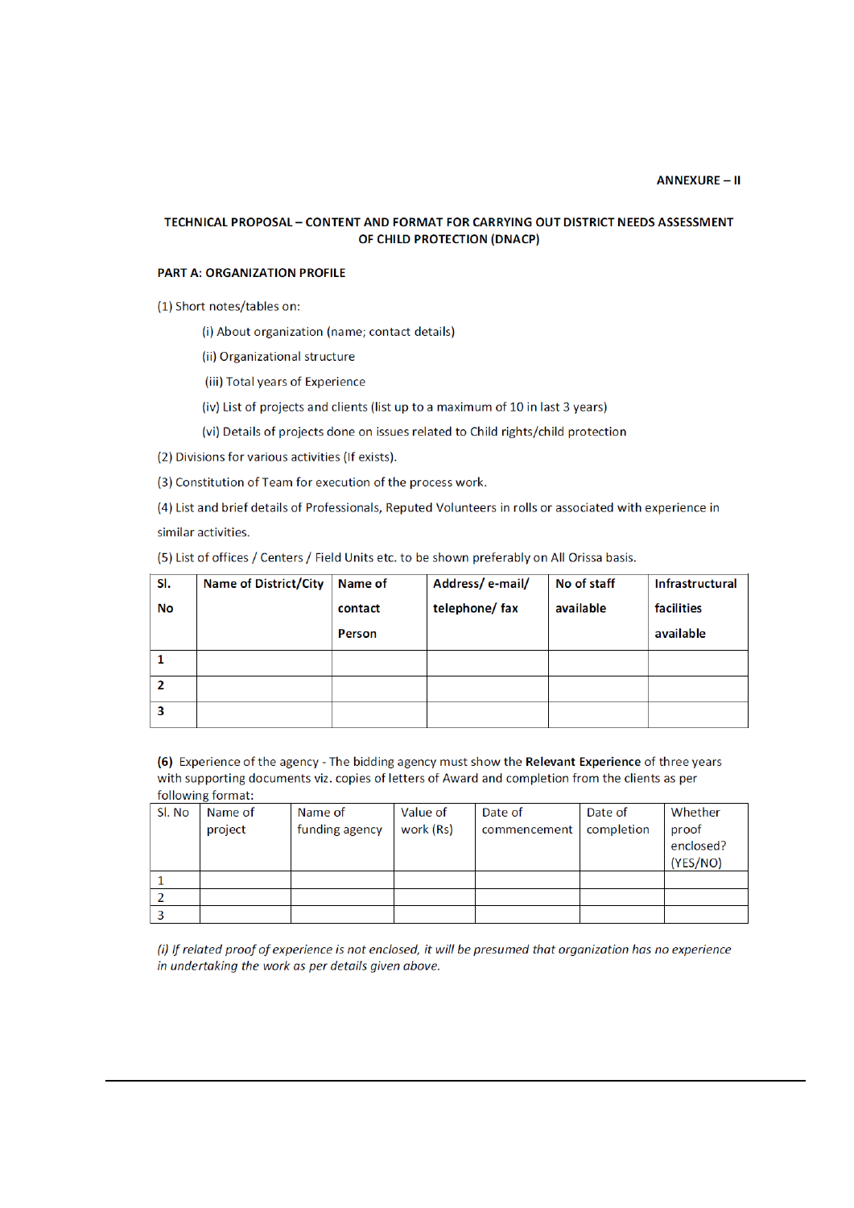**ANNEXURE – II**

## TECHNICAL PROPOSAL – CONTENT AND FORMAT FOR CARRYING OUT DISTRICT NEEDS ASSESSMENT OF CHILD PROTECTION (DNACP)

### PART A: ORGANIZATION PROFILE

(1) Short notes/tables on:

(i) About organization (name; contact details)

(ii) Organizational structure

(iii) Total years of Experience

(iv) List of projects and clients (list up to a maximum of 10 in last 3 years)

(vi) Details of projects done on issues related to Child rights/child protection

(2) Divisions for various activities (If exists).

(3) Constitution of Team for execution of the process work.

(4) List and brief details of Professionals, Reputed Volunteers in rolls or associated with experience in similar activities.

(5) List of offices / Centers / Field Units etc. to be shown preferably on All Orissa basis.

| Sl. No | Name of District/City | Name of contact Person | Address/ e-mail/ telephone/ fax | No of staff available | Infrastructural facilities available |
|---|---|---|---|---|---|
| 1 | | | | | |
| 2 | | | | | |
| 3 | | | | | |

**(6)** Experience of the agency - The bidding agency must show the **Relevant Experience** of three years with supporting documents viz. copies of letters of Award and completion from the clients as per following format:

| Sl. No | Name of project | Name of funding agency | Value of work (Rs) | Date of commencement | Date of completion | Whether proof enclosed? (YES/NO) |
|---|---|---|---|---|---|---|
| 1 | | | | | | |
| 2 | | | | | | |
| 3 | | | | | | |

*(i) If related proof of experience is not enclosed, it will be presumed that organization has no experience in undertaking the work as per details given above.*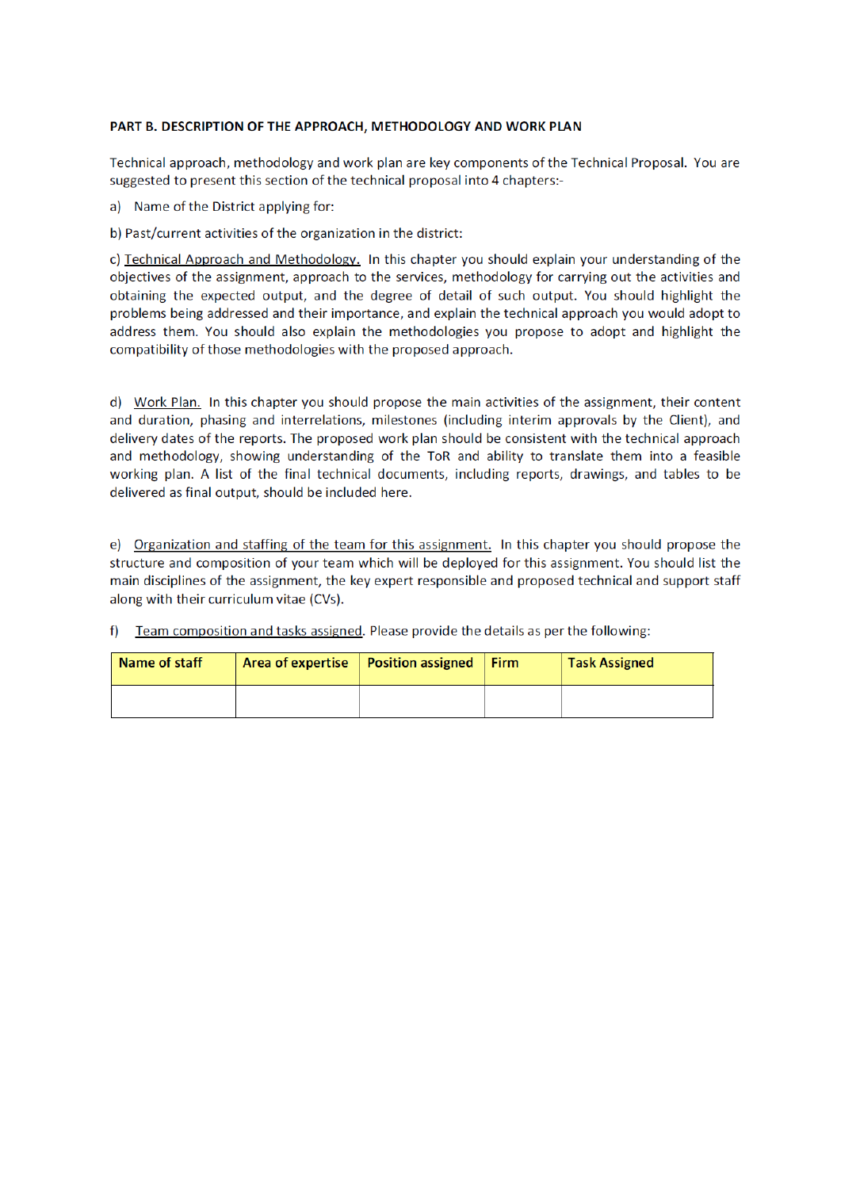## PART B. DESCRIPTION OF THE APPROACH, METHODOLOGY AND WORK PLAN

Technical approach, methodology and work plan are key components of the Technical Proposal. You are suggested to present this section of the technical proposal into 4 chapters:-

a) Name of the District applying for:

b) Past/current activities of the organization in the district:

c) Technical Approach and Methodology. In this chapter you should explain your understanding of the objectives of the assignment, approach to the services, methodology for carrying out the activities and obtaining the expected output, and the degree of detail of such output. You should highlight the problems being addressed and their importance, and explain the technical approach you would adopt to address them. You should also explain the methodologies you propose to adopt and highlight the compatibility of those methodologies with the proposed approach.

d) Work Plan. In this chapter you should propose the main activities of the assignment, their content and duration, phasing and interrelations, milestones (including interim approvals by the Client), and delivery dates of the reports. The proposed work plan should be consistent with the technical approach and methodology, showing understanding of the ToR and ability to translate them into a feasible working plan. A list of the final technical documents, including reports, drawings, and tables to be delivered as final output, should be included here.

e) Organization and staffing of the team for this assignment. In this chapter you should propose the structure and composition of your team which will be deployed for this assignment. You should list the main disciplines of the assignment, the key expert responsible and proposed technical and support staff along with their curriculum vitae (CVs).

f) Team composition and tasks assigned. Please provide the details as per the following:

| Name of staff | Area of expertise | Position assigned | Firm | Task Assigned |
| --- | --- | --- | --- | --- |
| | | | | |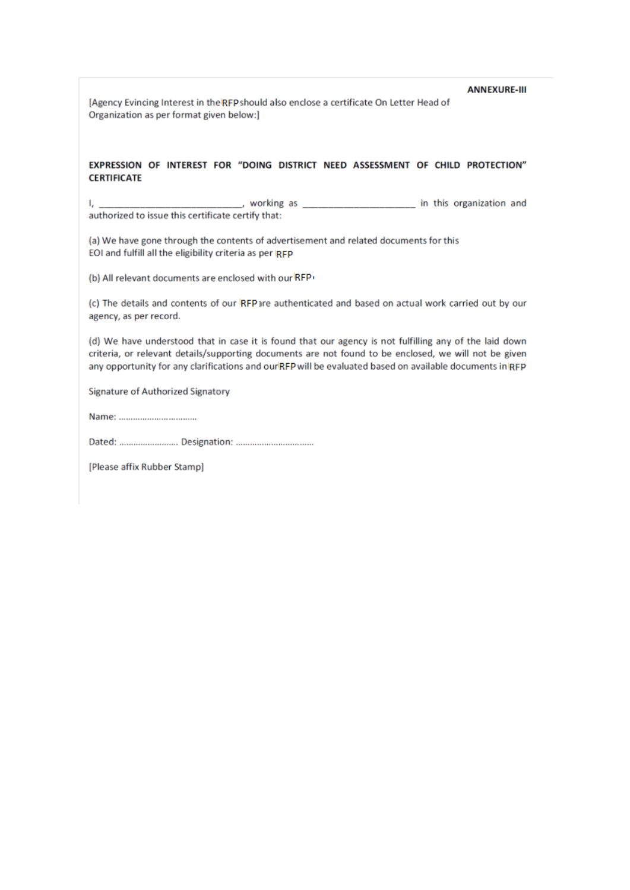**ANNEXURE-III**

[Agency Evincing Interest in the RFP should also enclose a certificate On Letter Head of Organization as per format given below:]

**EXPRESSION OF INTEREST FOR "DOING DISTRICT NEED ASSESSMENT OF CHILD PROTECTION" CERTIFICATE**

I, _____________________________, working as ______________________ in this organization and authorized to issue this certificate certify that:

(a) We have gone through the contents of advertisement and related documents for this EOI and fulfill all the eligibility criteria as per RFP

(b) All relevant documents are enclosed with our RFP.

(c) The details and contents of our RFP are authenticated and based on actual work carried out by our agency, as per record.

(d) We have understood that in case it is found that our agency is not fulfilling any of the laid down criteria, or relevant details/supporting documents are not found to be enclosed, we will not be given any opportunity for any clarifications and our RFP will be evaluated based on available documents in RFP

Signature of Authorized Signatory

Name: ................................

Dated: ........................ Designation: ................................

[Please affix Rubber Stamp]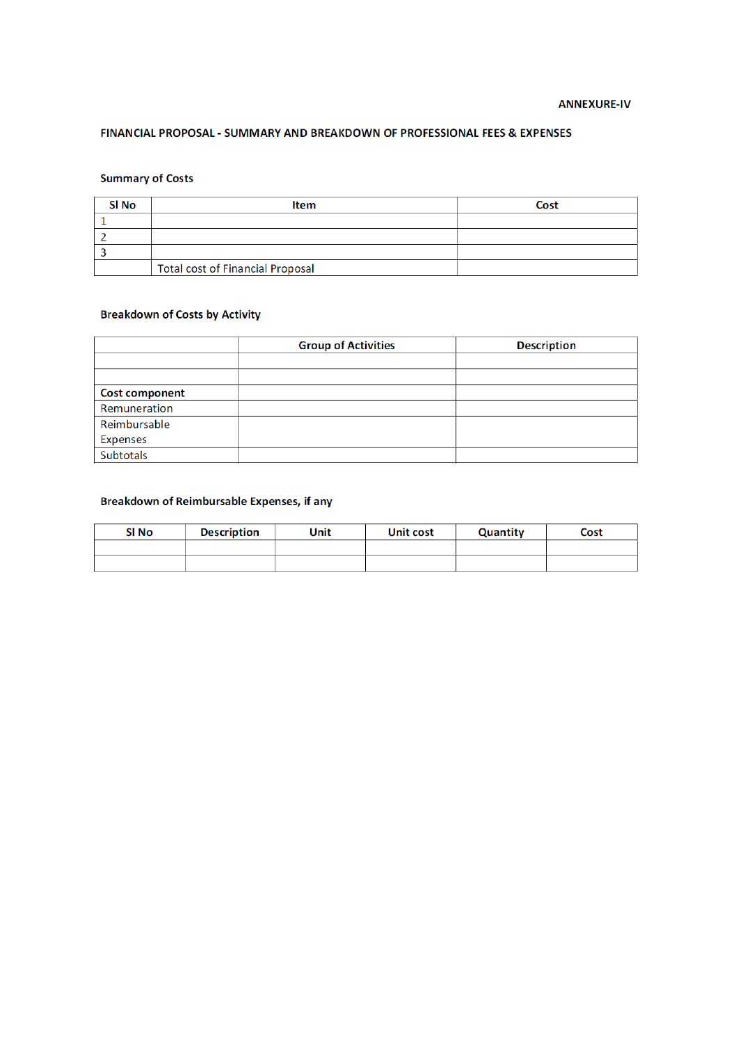**ANNEXURE-IV**

**FINANCIAL PROPOSAL - SUMMARY AND BREAKDOWN OF PROFESSIONAL FEES & EXPENSES**

**Summary of Costs**

| Sl No | Item | Cost |
|---|---|---|
| 1 | | |
| 2 | | |
| 3 | | |
| | Total cost of Financial Proposal | |

**Breakdown of Costs by Activity**

| | Group of Activities | Description |
|---|---|---|
| | | |
| | | |
| **Cost component** | | |
| Remuneration | | |
| Reimbursable Expenses | | |
| Subtotals | | |

**Breakdown of Reimbursable Expenses, if any**

| Sl No | Description | Unit | Unit cost | Quantity | Cost |
|---|---|---|---|---|---|
| | | | | | |
| | | | | | |